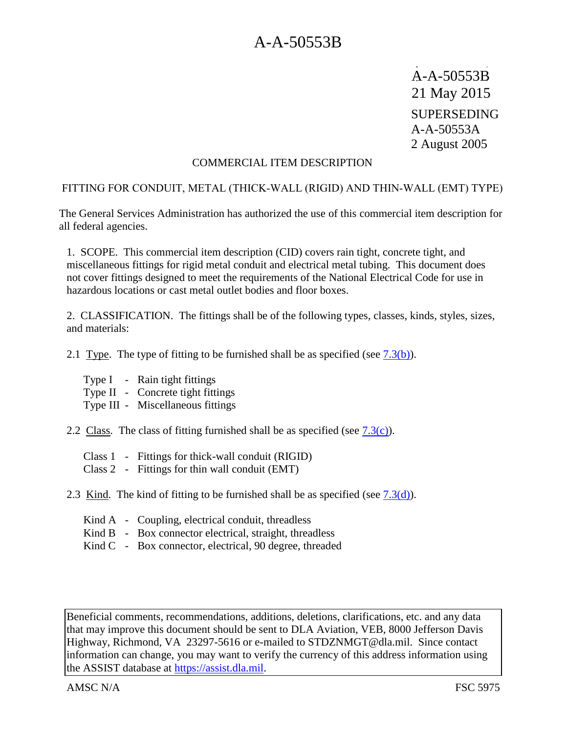A-A-50553B
21 May 2015
SUPERSEDING
A-A-50553A
2 August 2005

COMMERCIAL ITEM DESCRIPTION

# FITTING FOR CONDUIT, METAL (THICK-WALL (RIGID) AND THIN-WALL (EMT) TYPE)

The General Services Administration has authorized the use of this commercial item description for all federal agencies.

1. SCOPE. This commercial item description (CID) covers rain tight, concrete tight, and miscellaneous fittings for rigid metal conduit and electrical metal tubing. This document does not cover fittings designed to meet the requirements of the National Electrical Code for use in hazardous locations or cast metal outlet bodies and floor boxes.

2. CLASSIFICATION. The fittings shall be of the following types, classes, kinds, styles, sizes, and materials:

2.1 Type. The type of fitting to be furnished shall be as specified (see 7.3(b)).

Type I - Rain tight fittings
Type II - Concrete tight fittings
Type III - Miscellaneous fittings

2.2 Class. The class of fitting furnished shall be as specified (see 7.3(c)).

Class 1 - Fittings for thick-wall conduit (RIGID)
Class 2 - Fittings for thin wall conduit (EMT)

2.3 Kind. The kind of fitting to be furnished shall be as specified (see 7.3(d)).

Kind A - Coupling, electrical conduit, threadless
Kind B - Box connector electrical, straight, threadless
Kind C - Box connector, electrical, 90 degree, threaded

Beneficial comments, recommendations, additions, deletions, clarifications, etc. and any data that may improve this document should be sent to DLA Aviation, VEB, 8000 Jefferson Davis Highway, Richmond, VA 23297-5616 or e-mailed to STDZNMGT@dla.mil. Since contact information can change, you may want to verify the currency of this address information using the ASSIST database at https://assist.dla.mil.

AMSC N/A FSC 5975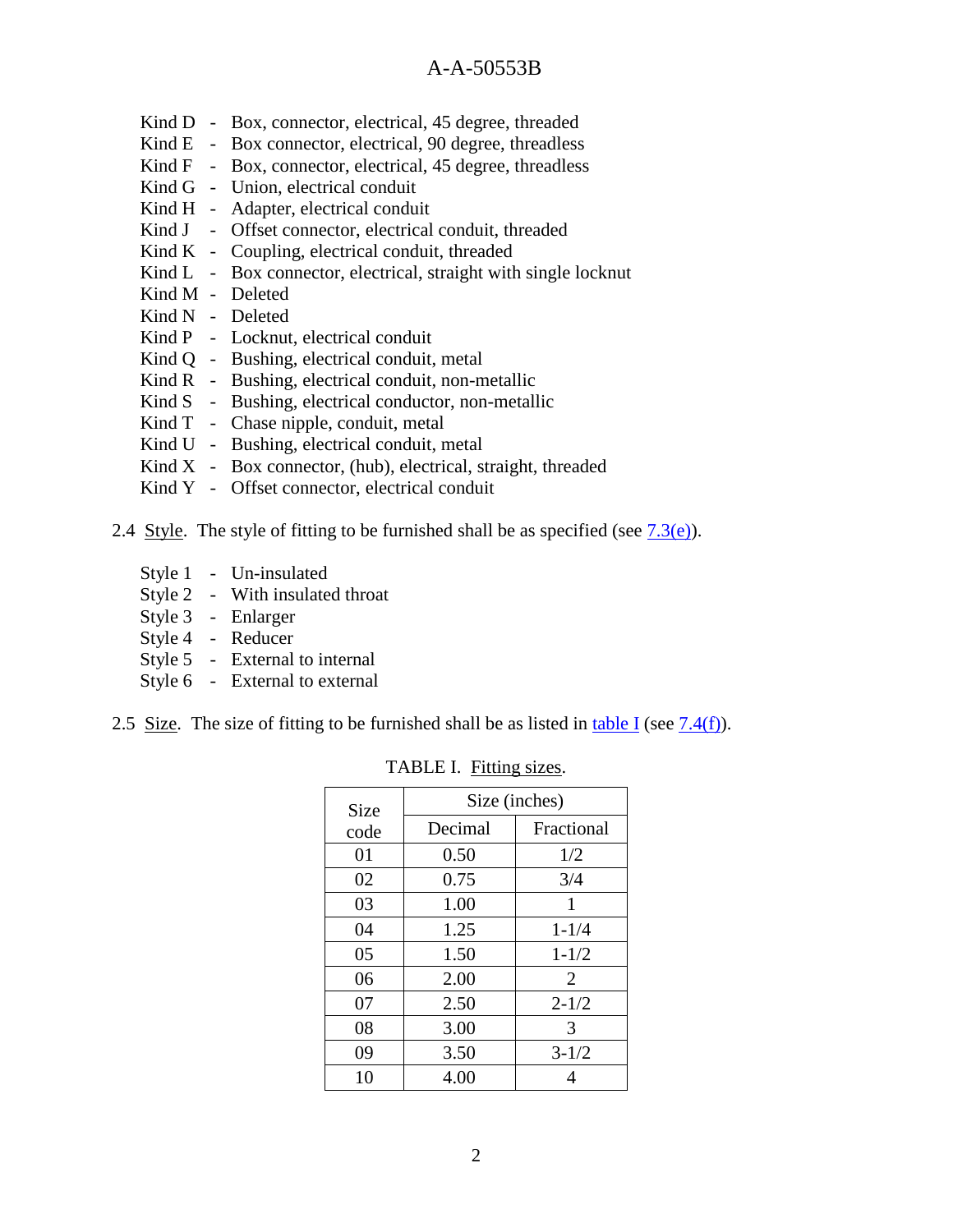Kind D - Box, connector, electrical, 45 degree, threaded
Kind E - Box connector, electrical, 90 degree, threadless
Kind F - Box, connector, electrical, 45 degree, threadless
Kind G - Union, electrical conduit
Kind H - Adapter, electrical conduit
Kind J - Offset connector, electrical conduit, threaded
Kind K - Coupling, electrical conduit, threaded
Kind L - Box connector, electrical, straight with single locknut
Kind M - Deleted
Kind N - Deleted
Kind P - Locknut, electrical conduit
Kind Q - Bushing, electrical conduit, metal
Kind R - Bushing, electrical conduit, non-metallic
Kind S - Bushing, electrical conductor, non-metallic
Kind T - Chase nipple, conduit, metal
Kind U - Bushing, electrical conduit, metal
Kind X - Box connector, (hub), electrical, straight, threaded
Kind Y - Offset connector, electrical conduit

2.4 Style. The style of fitting to be furnished shall be as specified (see 7.3(e)).

Style 1 - Un-insulated
Style 2 - With insulated throat
Style 3 - Enlarger
Style 4 - Reducer
Style 5 - External to internal
Style 6 - External to external

2.5 Size. The size of fitting to be furnished shall be as listed in table I (see 7.4(f)).

TABLE I. Fitting sizes.

| Size code | Size (inches) | |
|---|---|---|
| | Decimal | Fractional |
| 01 | 0.50 | 1/2 |
| 02 | 0.75 | 3/4 |
| 03 | 1.00 | 1 |
| 04 | 1.25 | 1-1/4 |
| 05 | 1.50 | 1-1/2 |
| 06 | 2.00 | 2 |
| 07 | 2.50 | 2-1/2 |
| 08 | 3.00 | 3 |
| 09 | 3.50 | 3-1/2 |
| 10 | 4.00 | 4 |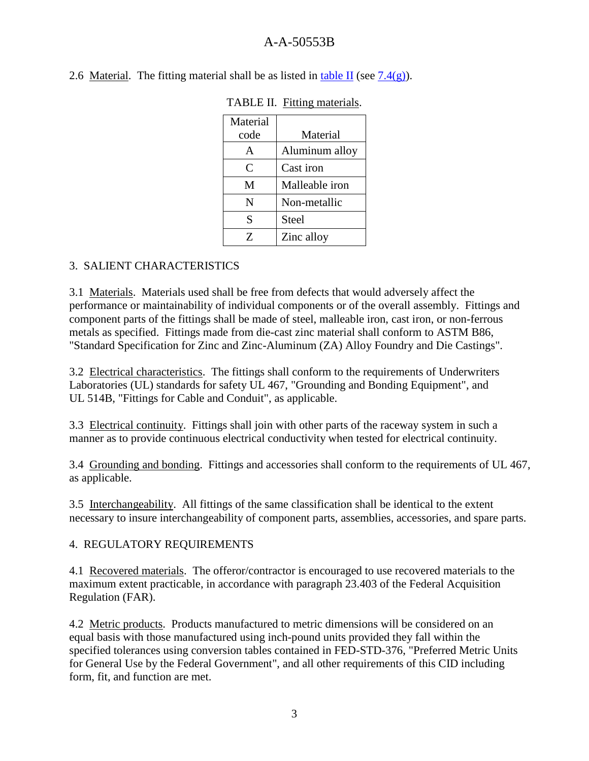2.6 Material. The fitting material shall be as listed in table II (see 7.4(g)).

TABLE II. Fitting materials.

| Material code | Material |
|---|---|
| A | Aluminum alloy |
| C | Cast iron |
| M | Malleable iron |
| N | Non-metallic |
| S | Steel |
| Z | Zinc alloy |

## 3. SALIENT CHARACTERISTICS

3.1 Materials. Materials used shall be free from defects that would adversely affect the performance or maintainability of individual components or of the overall assembly. Fittings and component parts of the fittings shall be made of steel, malleable iron, cast iron, or non-ferrous metals as specified. Fittings made from die-cast zinc material shall conform to ASTM B86, "Standard Specification for Zinc and Zinc-Aluminum (ZA) Alloy Foundry and Die Castings".

3.2 Electrical characteristics. The fittings shall conform to the requirements of Underwriters Laboratories (UL) standards for safety UL 467, "Grounding and Bonding Equipment", and UL 514B, "Fittings for Cable and Conduit", as applicable.

3.3 Electrical continuity. Fittings shall join with other parts of the raceway system in such a manner as to provide continuous electrical conductivity when tested for electrical continuity.

3.4 Grounding and bonding. Fittings and accessories shall conform to the requirements of UL 467, as applicable.

3.5 Interchangeability. All fittings of the same classification shall be identical to the extent necessary to insure interchangeability of component parts, assemblies, accessories, and spare parts.

## 4. REGULATORY REQUIREMENTS

4.1 Recovered materials. The offeror/contractor is encouraged to use recovered materials to the maximum extent practicable, in accordance with paragraph 23.403 of the Federal Acquisition Regulation (FAR).

4.2 Metric products. Products manufactured to metric dimensions will be considered on an equal basis with those manufactured using inch-pound units provided they fall within the specified tolerances using conversion tables contained in FED-STD-376, "Preferred Metric Units for General Use by the Federal Government", and all other requirements of this CID including form, fit, and function are met.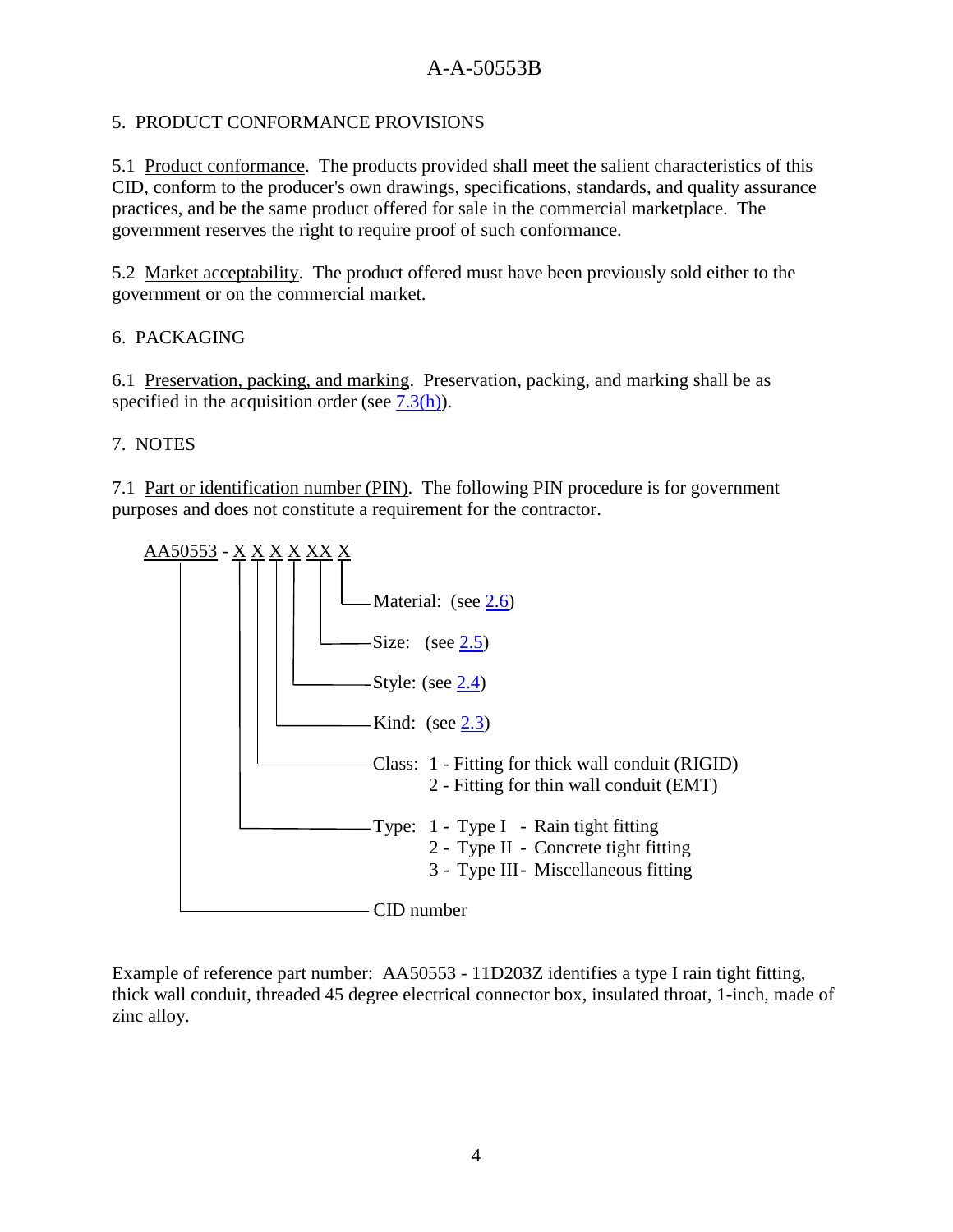## 5. PRODUCT CONFORMANCE PROVISIONS

5.1 Product conformance. The products provided shall meet the salient characteristics of this CID, conform to the producer's own drawings, specifications, standards, and quality assurance practices, and be the same product offered for sale in the commercial marketplace. The government reserves the right to require proof of such conformance.

5.2 Market acceptability. The product offered must have been previously sold either to the government or on the commercial market.

## 6. PACKAGING

6.1 Preservation, packing, and marking. Preservation, packing, and marking shall be as specified in the acquisition order (see 7.3(h)).

## 7. NOTES

7.1 Part or identification number (PIN). The following PIN procedure is for government purposes and does not constitute a requirement for the contractor.

```
AA50553 - X X X X XX X
   |      | | | | |  |
   |      | | | | |  └── Material:  (see 2.6)
   |      | | | | |
   |      | | | | └───── Size:   (see 2.5)
   |      | | | |
   |      | | | └─────── Style: (see 2.4)
   |      | | |
   |      | | └───────── Kind:  (see 2.3)
   |      | |
   |      | └─────────── Class:  1 - Fitting for thick wall conduit (RIGID)
   |      |                      2 - Fitting for thin wall conduit (EMT)
   |      |
   |      └───────────── Type:   1 - Type I   - Rain tight fitting
   |                             2 - Type II  - Concrete tight fitting
   |                             3 - Type III - Miscellaneous fitting
   |
   └──────────────────── CID number
```

Example of reference part number: AA50553 - 11D203Z identifies a type I rain tight fitting, thick wall conduit, threaded 45 degree electrical connector box, insulated throat, 1-inch, made of zinc alloy.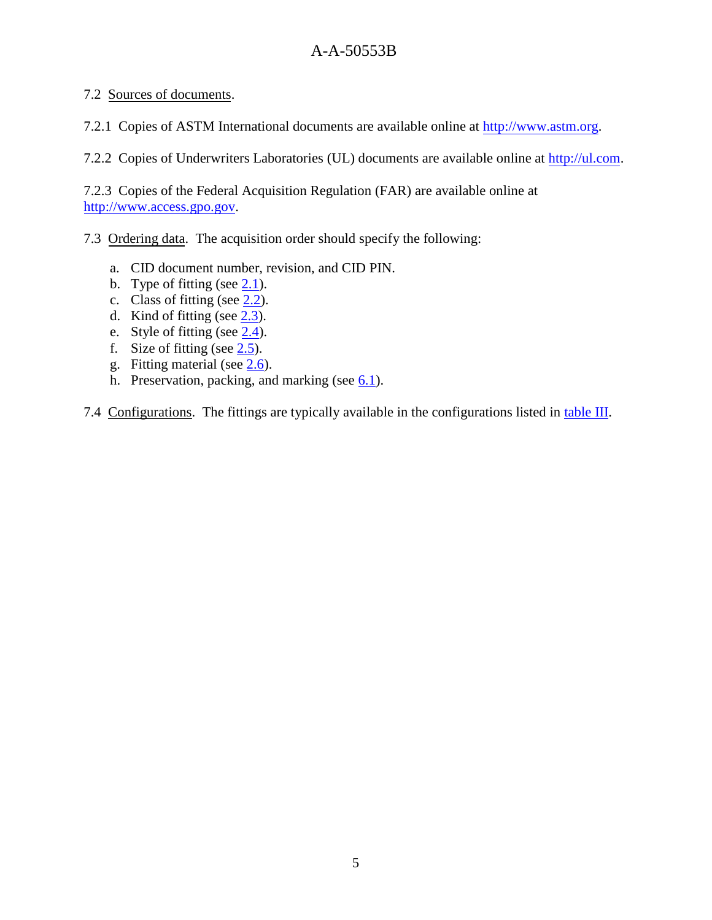7.2 Sources of documents.

7.2.1 Copies of ASTM International documents are available online at http://www.astm.org.

7.2.2 Copies of Underwriters Laboratories (UL) documents are available online at http://ul.com.

7.2.3 Copies of the Federal Acquisition Regulation (FAR) are available online at http://www.access.gpo.gov.

7.3 Ordering data. The acquisition order should specify the following:

a. CID document number, revision, and CID PIN.
b. Type of fitting (see 2.1).
c. Class of fitting (see 2.2).
d. Kind of fitting (see 2.3).
e. Style of fitting (see 2.4).
f. Size of fitting (see 2.5).
g. Fitting material (see 2.6).
h. Preservation, packing, and marking (see 6.1).

7.4 Configurations. The fittings are typically available in the configurations listed in table III.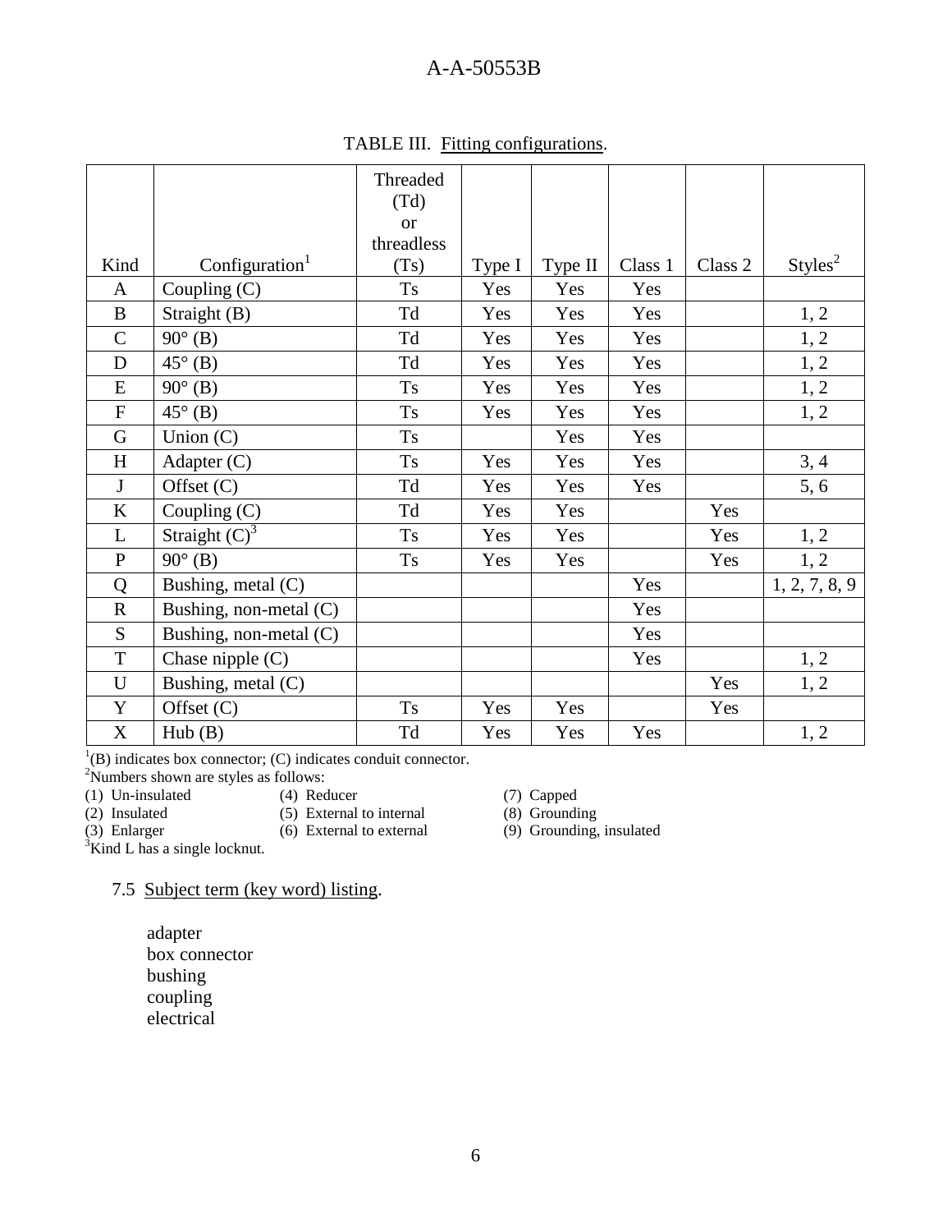TABLE III. Fitting configurations.

| Kind | Configuration[1] | Threaded (Td) or threadless (Ts) | Type I | Type II | Class 1 | Class 2 | Styles[2] |
|---|---|---|---|---|---|---|---|
| A | Coupling (C) | Ts | Yes | Yes | Yes | | |
| B | Straight (B) | Td | Yes | Yes | Yes | | 1, 2 |
| C | 90° (B) | Td | Yes | Yes | Yes | | 1, 2 |
| D | 45° (B) | Td | Yes | Yes | Yes | | 1, 2 |
| E | 90° (B) | Ts | Yes | Yes | Yes | | 1, 2 |
| F | 45° (B) | Ts | Yes | Yes | Yes | | 1, 2 |
| G | Union (C) | Ts | | Yes | Yes | | |
| H | Adapter (C) | Ts | Yes | Yes | Yes | | 3, 4 |
| J | Offset (C) | Td | Yes | Yes | Yes | | 5, 6 |
| K | Coupling (C) | Td | Yes | Yes | | Yes | |
| L | Straight (C)[3] | Ts | Yes | Yes | | Yes | 1, 2 |
| P | 90° (B) | Ts | Yes | Yes | | Yes | 1, 2 |
| Q | Bushing, metal (C) | | | | Yes | | 1, 2, 7, 8, 9 |
| R | Bushing, non-metal (C) | | | | Yes | | |
| S | Bushing, non-metal (C) | | | | Yes | | |
| T | Chase nipple (C) | | | | Yes | | 1, 2 |
| U | Bushing, metal (C) | | | | | Yes | 1, 2 |
| Y | Offset (C) | Ts | Yes | Yes | | Yes | |
| X | Hub (B) | Td | Yes | Yes | Yes | | 1, 2 |

[1](B) indicates box connector; (C) indicates conduit connector.
[2]Numbers shown are styles as follows:

(1) Un-insulated
(2) Insulated
(3) Enlarger
(4) Reducer
(5) External to internal
(6) External to external
(7) Capped
(8) Grounding
(9) Grounding, insulated

[3]Kind L has a single locknut.

7.5 Subject term (key word) listing.

adapter
box connector
bushing
coupling
electrical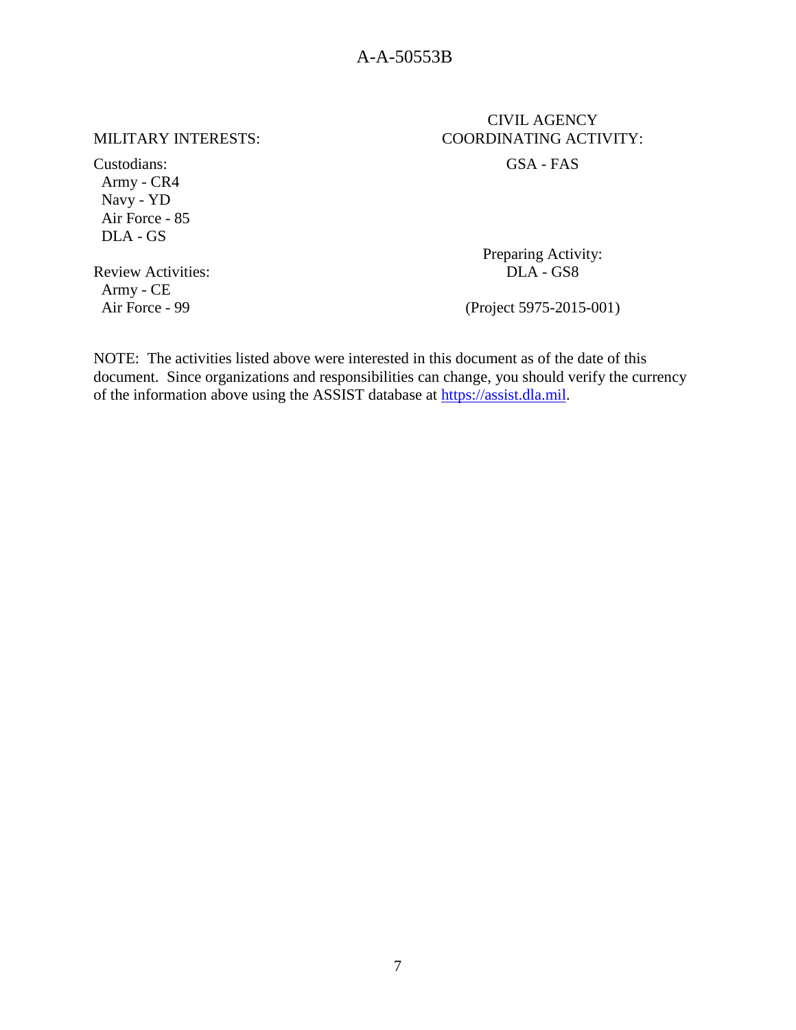MILITARY INTERESTS:

Custodians:
Army - CR4
Navy - YD
Air Force - 85
DLA - GS

Review Activities:
Army - CE
Air Force - 99

CIVIL AGENCY COORDINATING ACTIVITY:

GSA - FAS

Preparing Activity:
DLA - GS8

(Project 5975-2015-001)

NOTE: The activities listed above were interested in this document as of the date of this document. Since organizations and responsibilities can change, you should verify the currency of the information above using the ASSIST database at https://assist.dla.mil.